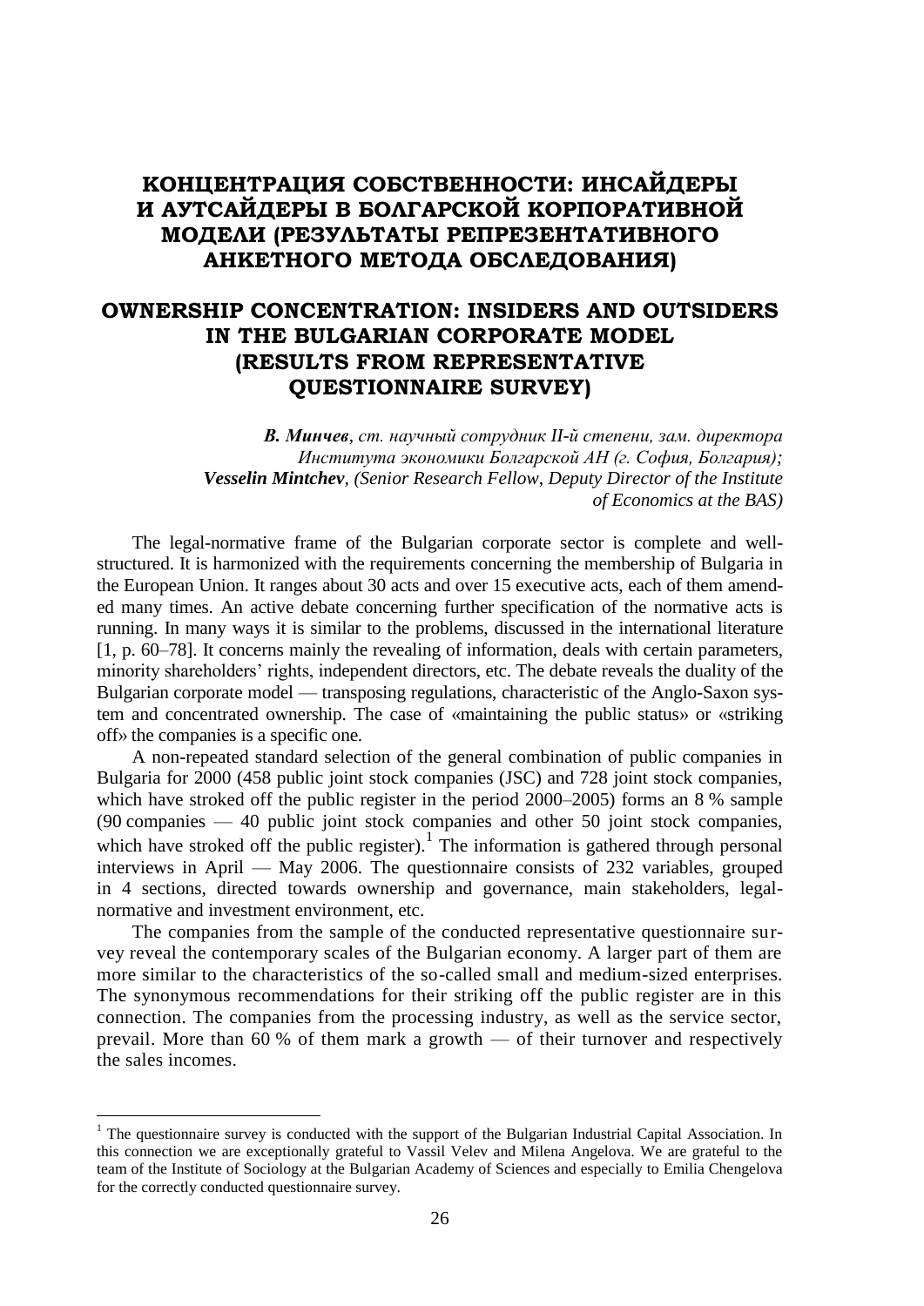# КОНЦЕНТРАЦИЯ СОБСТВЕННОСТИ: ИНСАЙДЕРЫ И АУТСАЙДЕРЫ В БОЛГАРСКОЙ КОРПОРАТИВНОЙ МОДЕЛИ (РЕЗУЛЬТАТЫ РЕПРЕЗЕНТАТИВНОГО АНКЕТНОГО МЕТОДА ОБСЛЕДОВАНИЯ)

# OWNERSHIP CONCENTRATION: INSIDERS AND OUTSIDERS IN THE BULGARIAN CORPORATE MODEL (RESULTS FROM REPRESENTATIVE QUESTIONNAIRE SURVEY)

***В. Минчев***, *ст. научный сотрудник II-й степени, зам. директора Института экономики Болгарской АН (г. София, Болгария);*
***Vesselin Mintchev***, *(Senior Research Fellow, Deputy Director of the Institute of Economics at the BAS)*

The legal-normative frame of the Bulgarian corporate sector is complete and well-structured. It is harmonized with the requirements concerning the membership of Bulgaria in the European Union. It ranges about 30 acts and over 15 executive acts, each of them amended many times. An active debate concerning further specification of the normative acts is running. In many ways it is similar to the problems, discussed in the international literature [1, p. 60–78]. It concerns mainly the revealing of information, deals with certain parameters, minority shareholders' rights, independent directors, etc. The debate reveals the duality of the Bulgarian corporate model — transposing regulations, characteristic of the Anglo-Saxon system and concentrated ownership. The case of «maintaining the public status» or «striking off» the companies is a specific one.

A non-repeated standard selection of the general combination of public companies in Bulgaria for 2000 (458 public joint stock companies (JSC) and 728 joint stock companies, which have stroked off the public register in the period 2000–2005) forms an 8 % sample (90 companies — 40 public joint stock companies and other 50 joint stock companies, which have stroked off the public register).[1] The information is gathered through personal interviews in April — May 2006. The questionnaire consists of 232 variables, grouped in 4 sections, directed towards ownership and governance, main stakeholders, legal-normative and investment environment, etc.

The companies from the sample of the conducted representative questionnaire survey reveal the contemporary scales of the Bulgarian economy. A larger part of them are more similar to the characteristics of the so-called small and medium-sized enterprises. The synonymous recommendations for their striking off the public register are in this connection. The companies from the processing industry, as well as the service sector, prevail. More than 60 % of them mark a growth — of their turnover and respectively the sales incomes.

---

[1] The questionnaire survey is conducted with the support of the Bulgarian Industrial Capital Association. In this connection we are exceptionally grateful to Vassil Velev and Milena Angelova. We are grateful to the team of the Institute of Sociology at the Bulgarian Academy of Sciences and especially to Emilia Chengelova for the correctly conducted questionnaire survey.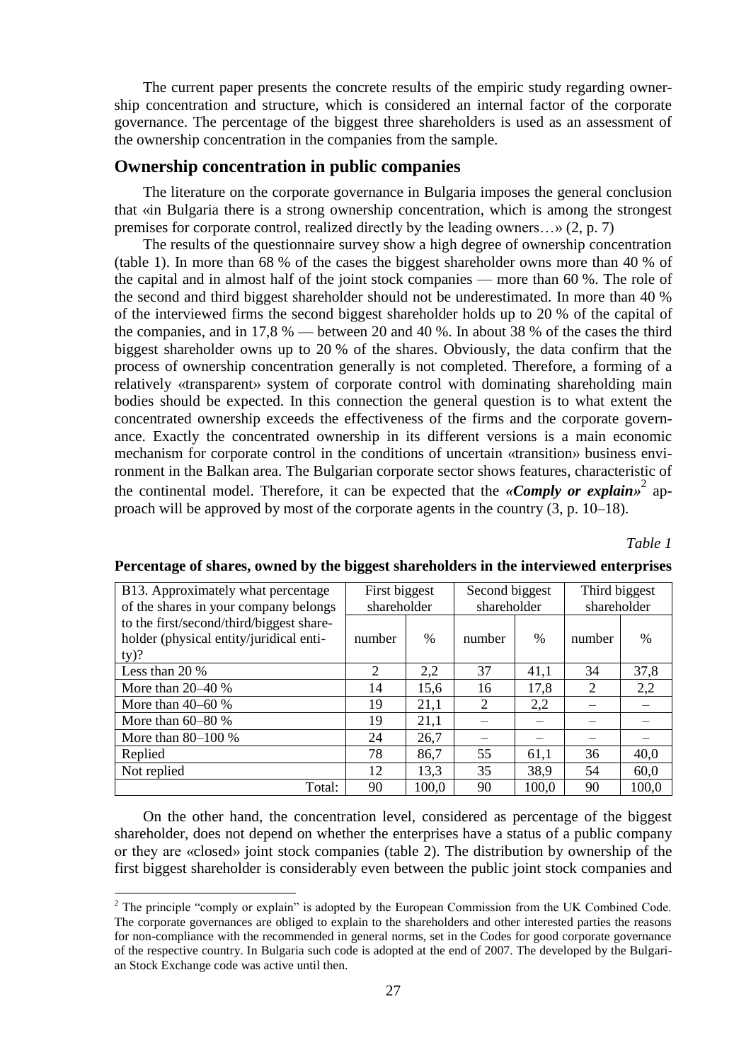The current paper presents the concrete results of the empiric study regarding ownership concentration and structure, which is considered an internal factor of the corporate governance. The percentage of the biggest three shareholders is used as an assessment of the ownership concentration in the companies from the sample.

## Ownership concentration in public companies

The literature on the corporate governance in Bulgaria imposes the general conclusion that «in Bulgaria there is a strong ownership concentration, which is among the strongest premises for corporate control, realized directly by the leading owners…» (2, p. 7)

The results of the questionnaire survey show a high degree of ownership concentration (table 1). In more than 68 % of the cases the biggest shareholder owns more than 40 % of the capital and in almost half of the joint stock companies — more than 60 %. The role of the second and third biggest shareholder should not be underestimated. In more than 40 % of the interviewed firms the second biggest shareholder holds up to 20 % of the capital of the companies, and in 17,8 % — between 20 and 40 %. In about 38 % of the cases the third biggest shareholder owns up to 20 % of the shares. Obviously, the data confirm that the process of ownership concentration generally is not completed. Therefore, a forming of a relatively «transparent» system of corporate control with dominating shareholding main bodies should be expected. In this connection the general question is to what extent the concentrated ownership exceeds the effectiveness of the firms and the corporate governance. Exactly the concentrated ownership in its different versions is a main economic mechanism for corporate control in the conditions of uncertain «transition» business environment in the Balkan area. The Bulgarian corporate sector shows features, characteristic of the continental model. Therefore, it can be expected that the ***«Comply or explain»***[2] approach will be approved by most of the corporate agents in the country (3, p. 10–18).

*Table 1*

**Percentage of shares, owned by the biggest shareholders in the interviewed enterprises**

| B13. Approximately what percentage of the shares in your company belongs to the first/second/third/biggest shareholder (physical entity/juridical entity)? | First biggest shareholder | | Second biggest shareholder | | Third biggest shareholder | |
|---|---|---|---|---|---|---|
| | number | % | number | % | number | % |
| Less than 20 % | 2 | 2,2 | 37 | 41,1 | 34 | 37,8 |
| More than 20–40 % | 14 | 15,6 | 16 | 17,8 | 2 | 2,2 |
| More than 40–60 % | 19 | 21,1 | 2 | 2,2 | – | – |
| More than 60–80 % | 19 | 21,1 | – | – | – | – |
| More than 80–100 % | 24 | 26,7 | – | – | – | – |
| Replied | 78 | 86,7 | 55 | 61,1 | 36 | 40,0 |
| Not replied | 12 | 13,3 | 35 | 38,9 | 54 | 60,0 |
| Total: | 90 | 100,0 | 90 | 100,0 | 90 | 100,0 |

On the other hand, the concentration level, considered as percentage of the biggest shareholder, does not depend on whether the enterprises have a status of a public company or they are «closed» joint stock companies (table 2). The distribution by ownership of the first biggest shareholder is considerably even between the public joint stock companies and

[2] The principle "comply or explain" is adopted by the European Commission from the UK Combined Code. The corporate governances are obliged to explain to the shareholders and other interested parties the reasons for non-compliance with the recommended in general norms, set in the Codes for good corporate governance of the respective country. In Bulgaria such code is adopted at the end of 2007. The developed by the Bulgarian Stock Exchange code was active until then.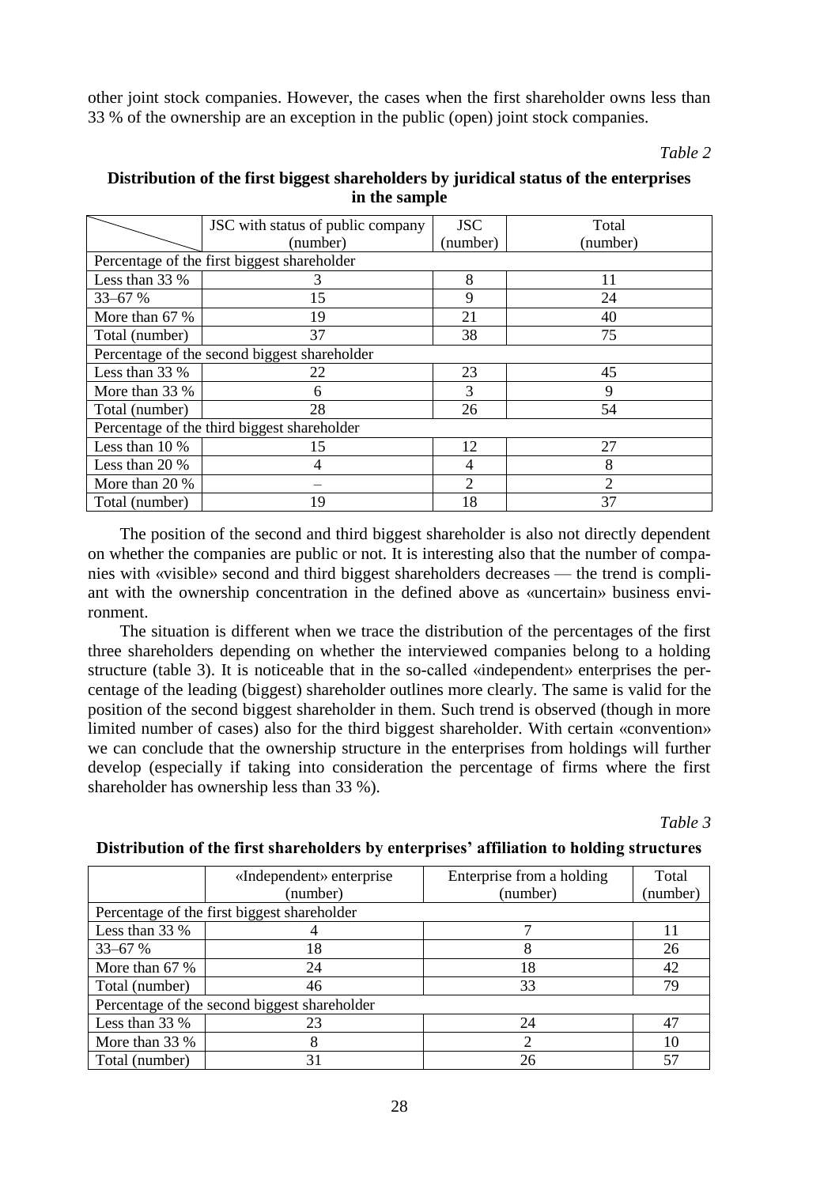other joint stock companies. However, the cases when the first shareholder owns less than 33 % of the ownership are an exception in the public (open) joint stock companies.

*Table 2*

**Distribution of the first biggest shareholders by juridical status of the enterprises in the sample**

| | JSC with status of public company (number) | JSC (number) | Total (number) |
|---|---|---|---|
| Percentage of the first biggest shareholder | | | |
| Less than 33 % | 3 | 8 | 11 |
| 33–67 % | 15 | 9 | 24 |
| More than 67 % | 19 | 21 | 40 |
| Total (number) | 37 | 38 | 75 |
| Percentage of the second biggest shareholder | | | |
| Less than 33 % | 22 | 23 | 45 |
| More than 33 % | 6 | 3 | 9 |
| Total (number) | 28 | 26 | 54 |
| Percentage of the third biggest shareholder | | | |
| Less than 10 % | 15 | 12 | 27 |
| Less than 20 % | 4 | 4 | 8 |
| More than 20 % | – | 2 | 2 |
| Total (number) | 19 | 18 | 37 |

The position of the second and third biggest shareholder is also not directly dependent on whether the companies are public or not. It is interesting also that the number of companies with «visible» second and third biggest shareholders decreases — the trend is compliant with the ownership concentration in the defined above as «uncertain» business environment.

The situation is different when we trace the distribution of the percentages of the first three shareholders depending on whether the interviewed companies belong to a holding structure (table 3). It is noticeable that in the so-called «independent» enterprises the percentage of the leading (biggest) shareholder outlines more clearly. The same is valid for the position of the second biggest shareholder in them. Such trend is observed (though in more limited number of cases) also for the third biggest shareholder. With certain «convention» we can conclude that the ownership structure in the enterprises from holdings will further develop (especially if taking into consideration the percentage of firms where the first shareholder has ownership less than 33 %).

*Table 3*

**Distribution of the first shareholders by enterprises' affiliation to holding structures**

| | «Independent» enterprise (number) | Enterprise from a holding (number) | Total (number) |
|---|---|---|---|
| Percentage of the first biggest shareholder | | | |
| Less than 33 % | 4 | 7 | 11 |
| 33–67 % | 18 | 8 | 26 |
| More than 67 % | 24 | 18 | 42 |
| Total (number) | 46 | 33 | 79 |
| Percentage of the second biggest shareholder | | | |
| Less than 33 % | 23 | 24 | 47 |
| More than 33 % | 8 | 2 | 10 |
| Total (number) | 31 | 26 | 57 |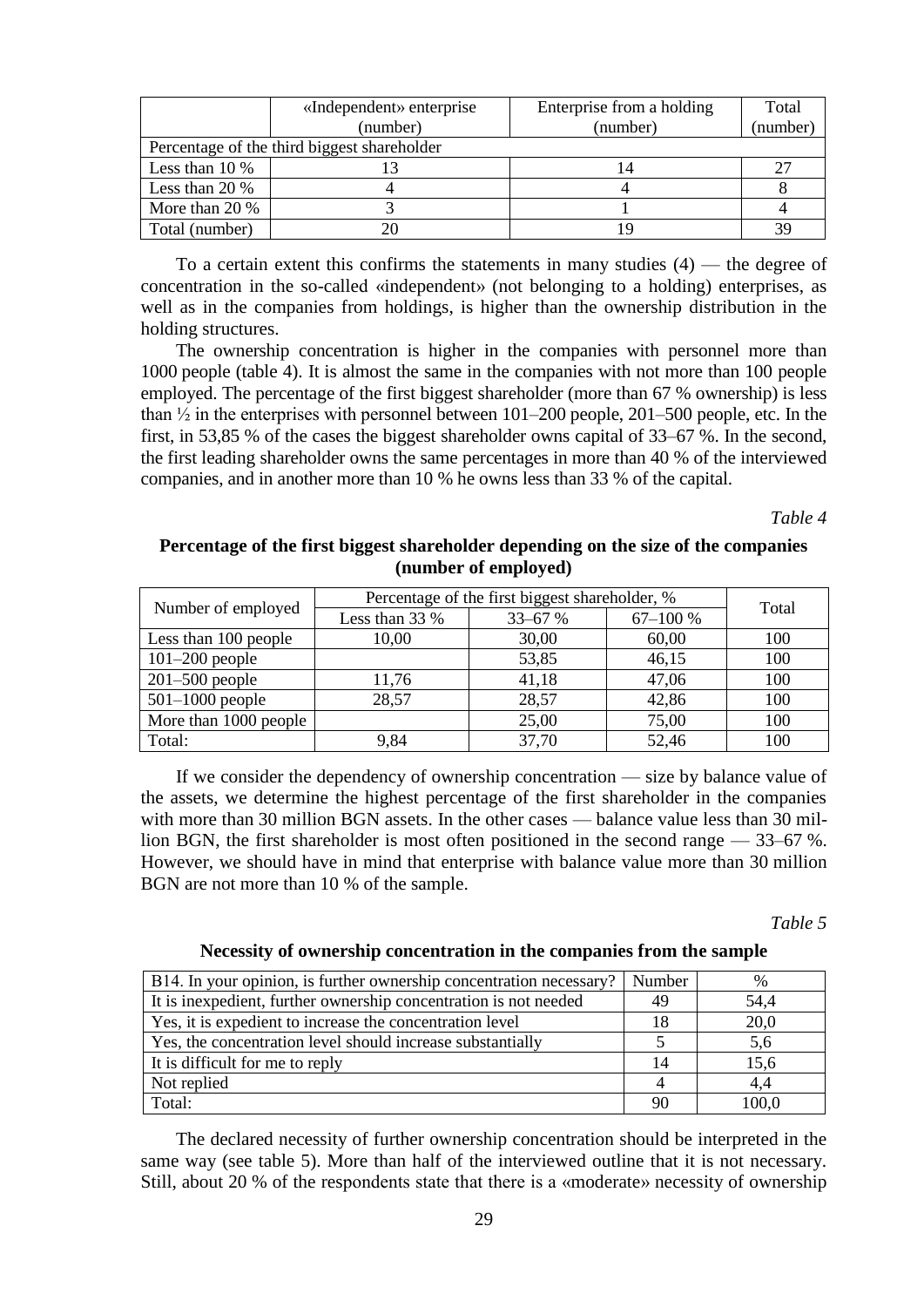| | «Independent» enterprise (number) | Enterprise from a holding (number) | Total (number) |
|---|---|---|---|
| Percentage of the third biggest shareholder | | | |
| Less than 10 % | 13 | 14 | 27 |
| Less than 20 % | 4 | 4 | 8 |
| More than 20 % | 3 | 1 | 4 |
| Total (number) | 20 | 19 | 39 |

To a certain extent this confirms the statements in many studies (4) — the degree of concentration in the so-called «independent» (not belonging to a holding) enterprises, as well as in the companies from holdings, is higher than the ownership distribution in the holding structures.

The ownership concentration is higher in the companies with personnel more than 1000 people (table 4). It is almost the same in the companies with not more than 100 people employed. The percentage of the first biggest shareholder (more than 67 % ownership) is less than ½ in the enterprises with personnel between 101–200 people, 201–500 people, etc. In the first, in 53,85 % of the cases the biggest shareholder owns capital of 33–67 %. In the second, the first leading shareholder owns the same percentages in more than 40 % of the interviewed companies, and in another more than 10 % he owns less than 33 % of the capital.

*Table 4*

**Percentage of the first biggest shareholder depending on the size of the companies (number of employed)**

| Number of employed | Percentage of the first biggest shareholder, % | | | Total |
|---|---|---|---|---|
| | Less than 33 % | 33–67 % | 67–100 % | |
| Less than 100 people | 10,00 | 30,00 | 60,00 | 100 |
| 101–200 people | | 53,85 | 46,15 | 100 |
| 201–500 people | 11,76 | 41,18 | 47,06 | 100 |
| 501–1000 people | 28,57 | 28,57 | 42,86 | 100 |
| More than 1000 people | | 25,00 | 75,00 | 100 |
| Total: | 9,84 | 37,70 | 52,46 | 100 |

If we consider the dependency of ownership concentration — size by balance value of the assets, we determine the highest percentage of the first shareholder in the companies with more than 30 million BGN assets. In the other cases — balance value less than 30 million BGN, the first shareholder is most often positioned in the second range — 33–67 %. However, we should have in mind that enterprise with balance value more than 30 million BGN are not more than 10 % of the sample.

*Table 5*

**Necessity of ownership concentration in the companies from the sample**

| B14. In your opinion, is further ownership concentration necessary? | Number | % |
|---|---|---|
| It is inexpedient, further ownership concentration is not needed | 49 | 54,4 |
| Yes, it is expedient to increase the concentration level | 18 | 20,0 |
| Yes, the concentration level should increase substantially | 5 | 5,6 |
| It is difficult for me to reply | 14 | 15,6 |
| Not replied | 4 | 4,4 |
| Total: | 90 | 100,0 |

The declared necessity of further ownership concentration should be interpreted in the same way (see table 5). More than half of the interviewed outline that it is not necessary. Still, about 20 % of the respondents state that there is a «moderate» necessity of ownership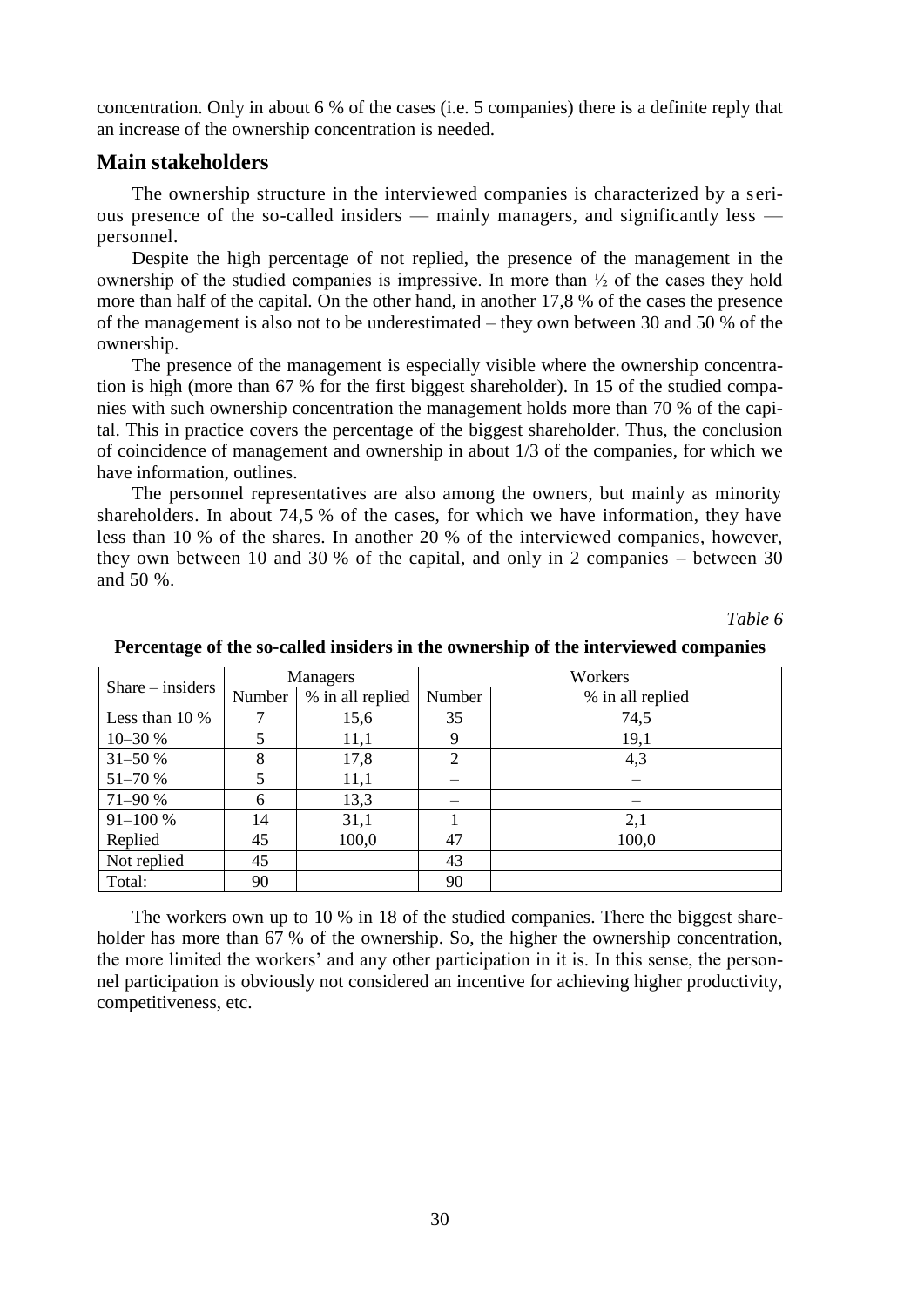concentration. Only in about 6 % of the cases (i.e. 5 companies) there is a definite reply that an increase of the ownership concentration is needed.

## Main stakeholders

The ownership structure in the interviewed companies is characterized by a serious presence of the so-called insiders — mainly managers, and significantly less — personnel.

Despite the high percentage of not replied, the presence of the management in the ownership of the studied companies is impressive. In more than ½ of the cases they hold more than half of the capital. On the other hand, in another 17,8 % of the cases the presence of the management is also not to be underestimated – they own between 30 and 50 % of the ownership.

The presence of the management is especially visible where the ownership concentration is high (more than 67 % for the first biggest shareholder). In 15 of the studied companies with such ownership concentration the management holds more than 70 % of the capital. This in practice covers the percentage of the biggest shareholder. Thus, the conclusion of coincidence of management and ownership in about 1/3 of the companies, for which we have information, outlines.

The personnel representatives are also among the owners, but mainly as minority shareholders. In about 74,5 % of the cases, for which we have information, they have less than 10 % of the shares. In another 20 % of the interviewed companies, however, they own between 10 and 30 % of the capital, and only in 2 companies – between 30 and 50 %.

*Table 6*

**Percentage of the so-called insiders in the ownership of the interviewed companies**

| Share – insiders | Managers | | Workers | |
|---|---|---|---|---|
| | Number | % in all replied | Number | % in all replied |
| Less than 10 % | 7 | 15,6 | 35 | 74,5 |
| 10–30 % | 5 | 11,1 | 9 | 19,1 |
| 31–50 % | 8 | 17,8 | 2 | 4,3 |
| 51–70 % | 5 | 11,1 | – | – |
| 71–90 % | 6 | 13,3 | – | – |
| 91–100 % | 14 | 31,1 | 1 | 2,1 |
| Replied | 45 | 100,0 | 47 | 100,0 |
| Not replied | 45 | | 43 | |
| Total: | 90 | | 90 | |

The workers own up to 10 % in 18 of the studied companies. There the biggest shareholder has more than 67 % of the ownership. So, the higher the ownership concentration, the more limited the workers' and any other participation in it is. In this sense, the personnel participation is obviously not considered an incentive for achieving higher productivity, competitiveness, etc.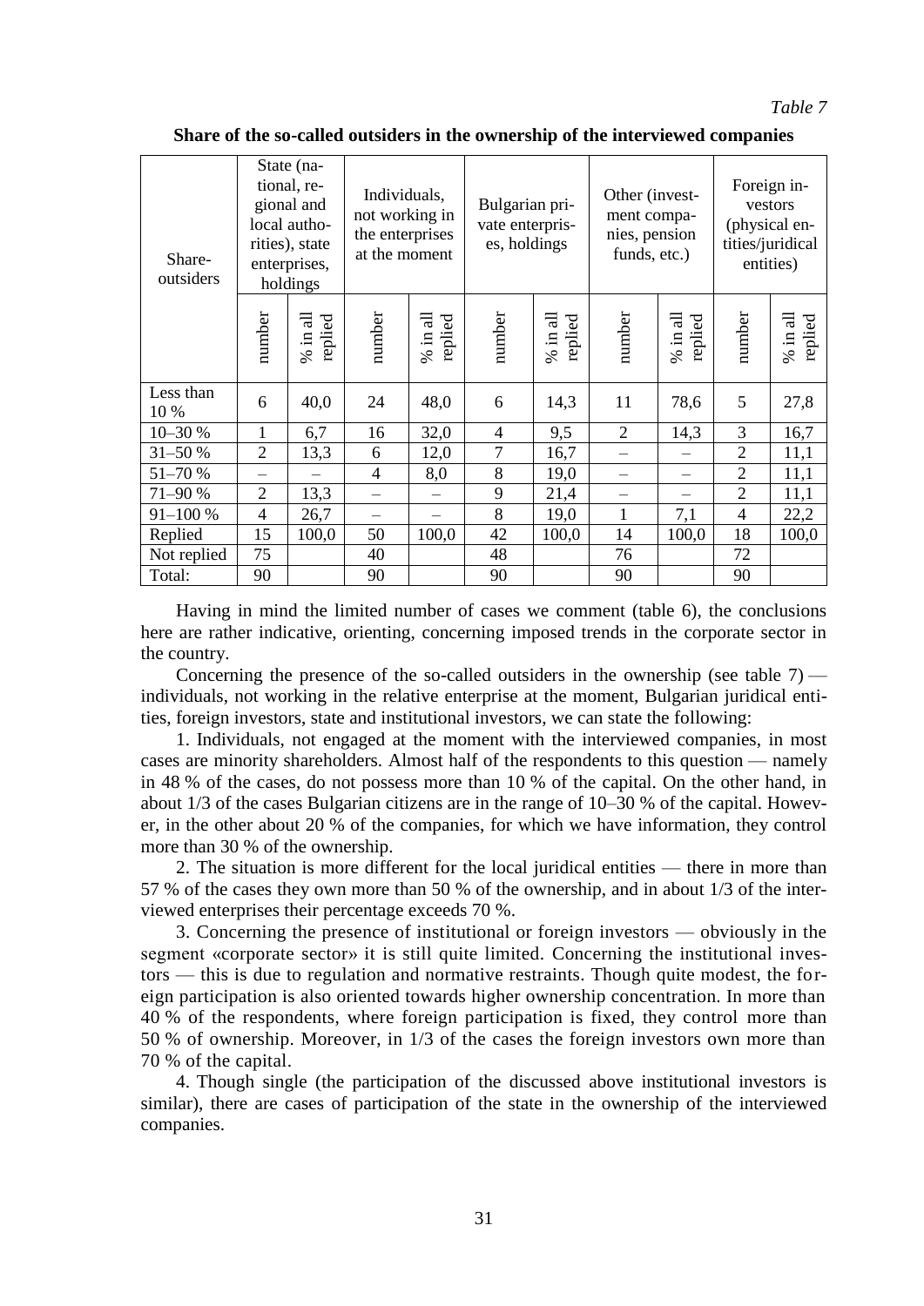*Table 7*

**Share of the so-called outsiders in the ownership of the interviewed companies**

| Share-outsiders | State (national, regional and local authorities), state enterprises, holdings | | Individuals, not working in the enterprises at the moment | | Bulgarian private enterprises, holdings | | Other (investment companies, pension funds, etc.) | | Foreign investors (physical entities/juridical entities) | |
|---|---|---|---|---|---|---|---|---|---|---|
| | number | % in all replied | number | % in all replied | number | % in all replied | number | % in all replied | number | % in all replied |
| Less than 10 % | 6 | 40,0 | 24 | 48,0 | 6 | 14,3 | 11 | 78,6 | 5 | 27,8 |
| 10–30 % | 1 | 6,7 | 16 | 32,0 | 4 | 9,5 | 2 | 14,3 | 3 | 16,7 |
| 31–50 % | 2 | 13,3 | 6 | 12,0 | 7 | 16,7 | – | – | 2 | 11,1 |
| 51–70 % | – | – | 4 | 8,0 | 8 | 19,0 | – | – | 2 | 11,1 |
| 71–90 % | 2 | 13,3 | – | – | 9 | 21,4 | – | – | 2 | 11,1 |
| 91–100 % | 4 | 26,7 | – | – | 8 | 19,0 | 1 | 7,1 | 4 | 22,2 |
| Replied | 15 | 100,0 | 50 | 100,0 | 42 | 100,0 | 14 | 100,0 | 18 | 100,0 |
| Not replied | 75 | | 40 | | 48 | | 76 | | 72 | |
| Total: | 90 | | 90 | | 90 | | 90 | | 90 | |

Having in mind the limited number of cases we comment (table 6), the conclusions here are rather indicative, orienting, concerning imposed trends in the corporate sector in the country.

Concerning the presence of the so-called outsiders in the ownership (see table 7) — individuals, not working in the relative enterprise at the moment, Bulgarian juridical entities, foreign investors, state and institutional investors, we can state the following:

1. Individuals, not engaged at the moment with the interviewed companies, in most cases are minority shareholders. Almost half of the respondents to this question — namely in 48 % of the cases, do not possess more than 10 % of the capital. On the other hand, in about 1/3 of the cases Bulgarian citizens are in the range of 10–30 % of the capital. However, in the other about 20 % of the companies, for which we have information, they control more than 30 % of the ownership.

2. The situation is more different for the local juridical entities — there in more than 57 % of the cases they own more than 50 % of the ownership, and in about 1/3 of the interviewed enterprises their percentage exceeds 70 %.

3. Concerning the presence of institutional or foreign investors — obviously in the segment «corporate sector» it is still quite limited. Concerning the institutional investors — this is due to regulation and normative restraints. Though quite modest, the foreign participation is also oriented towards higher ownership concentration. In more than 40 % of the respondents, where foreign participation is fixed, they control more than 50 % of ownership. Moreover, in 1/3 of the cases the foreign investors own more than 70 % of the capital.

4. Though single (the participation of the discussed above institutional investors is similar), there are cases of participation of the state in the ownership of the interviewed companies.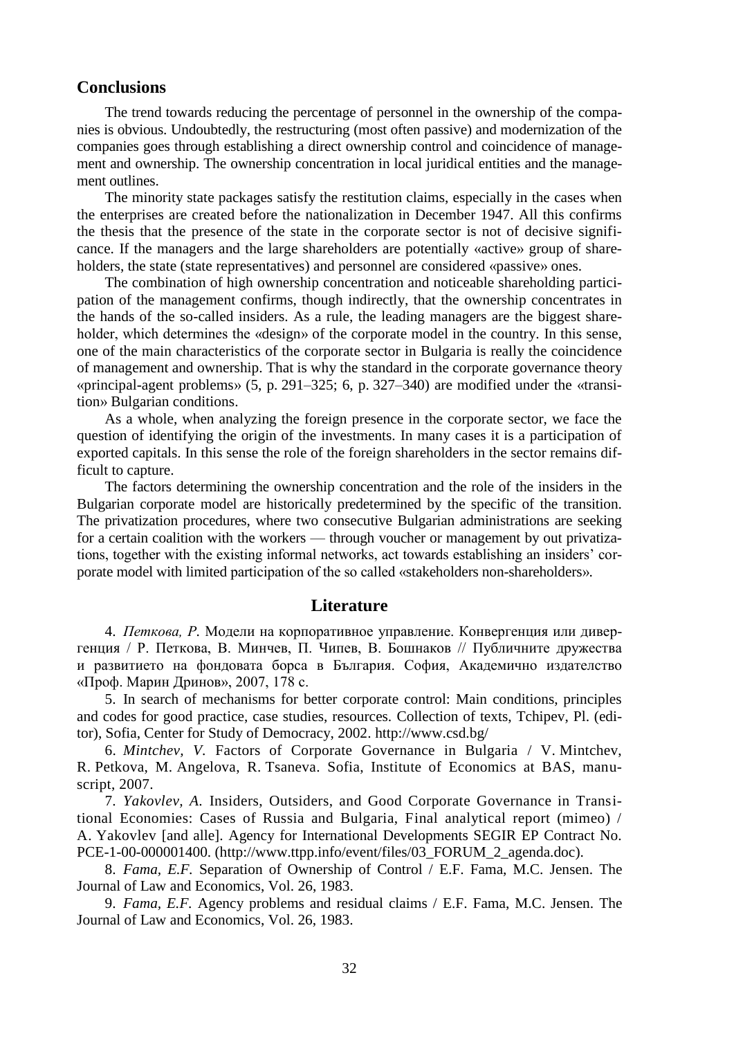## Conclusions

The trend towards reducing the percentage of personnel in the ownership of the companies is obvious. Undoubtedly, the restructuring (most often passive) and modernization of the companies goes through establishing a direct ownership control and coincidence of management and ownership. The ownership concentration in local juridical entities and the management outlines.

The minority state packages satisfy the restitution claims, especially in the cases when the enterprises are created before the nationalization in December 1947. All this confirms the thesis that the presence of the state in the corporate sector is not of decisive significance. If the managers and the large shareholders are potentially «active» group of shareholders, the state (state representatives) and personnel are considered «passive» ones.

The combination of high ownership concentration and noticeable shareholding participation of the management confirms, though indirectly, that the ownership concentrates in the hands of the so-called insiders. As a rule, the leading managers are the biggest shareholder, which determines the «design» of the corporate model in the country. In this sense, one of the main characteristics of the corporate sector in Bulgaria is really the coincidence of management and ownership. That is why the standard in the corporate governance theory «principal-agent problems» (5, p. 291–325; 6, p. 327–340) are modified under the «transition» Bulgarian conditions.

As a whole, when analyzing the foreign presence in the corporate sector, we face the question of identifying the origin of the investments. In many cases it is a participation of exported capitals. In this sense the role of the foreign shareholders in the sector remains difficult to capture.

The factors determining the ownership concentration and the role of the insiders in the Bulgarian corporate model are historically predetermined by the specific of the transition. The privatization procedures, where two consecutive Bulgarian administrations are seeking for a certain coalition with the workers — through voucher or management by out privatizations, together with the existing informal networks, act towards establishing an insiders' corporate model with limited participation of the so called «stakeholders non-shareholders».

## Literature

4. *Петкова, Р.* Модели на корпоративное управление. Конвергенция или дивергенция / Р. Петкова, В. Минчев, П. Чипев, В. Бошнаков // Публичните дружества и развитието на фондовата борса в България. София, Академично издателство «Проф. Марин Дринов», 2007, 178 с.

5. In search of mechanisms for better corporate control: Main conditions, principles and codes for good practice, case studies, resources. Collection of texts, Tchipev, Pl. (editor), Sofia, Center for Study of Democracy, 2002. http://www.csd.bg/

6. *Mintchev, V.* Factors of Corporate Governance in Bulgaria / V. Mintchev, R. Petkova, M. Angelova, R. Tsaneva. Sofia, Institute of Economics at BAS, manuscript, 2007.

7. *Yakovlev, A.* Insiders, Outsiders, and Good Corporate Governance in Transitional Economies: Cases of Russia and Bulgaria, Final analytical report (mimeo) / A. Yakovlev [and alle]. Agency for International Developments SEGIR EP Contract No. PCE-1-00-000001400. (http://www.ttpp.info/event/files/03_FORUM_2_agenda.doc).

8. *Fama, E.F.* Separation of Ownership of Control / E.F. Fama, M.C. Jensen. The Journal of Law and Economics, Vol. 26, 1983.

9. *Fama, E.F.* Agency problems and residual claims / E.F. Fama, M.C. Jensen. The Journal of Law and Economics, Vol. 26, 1983.